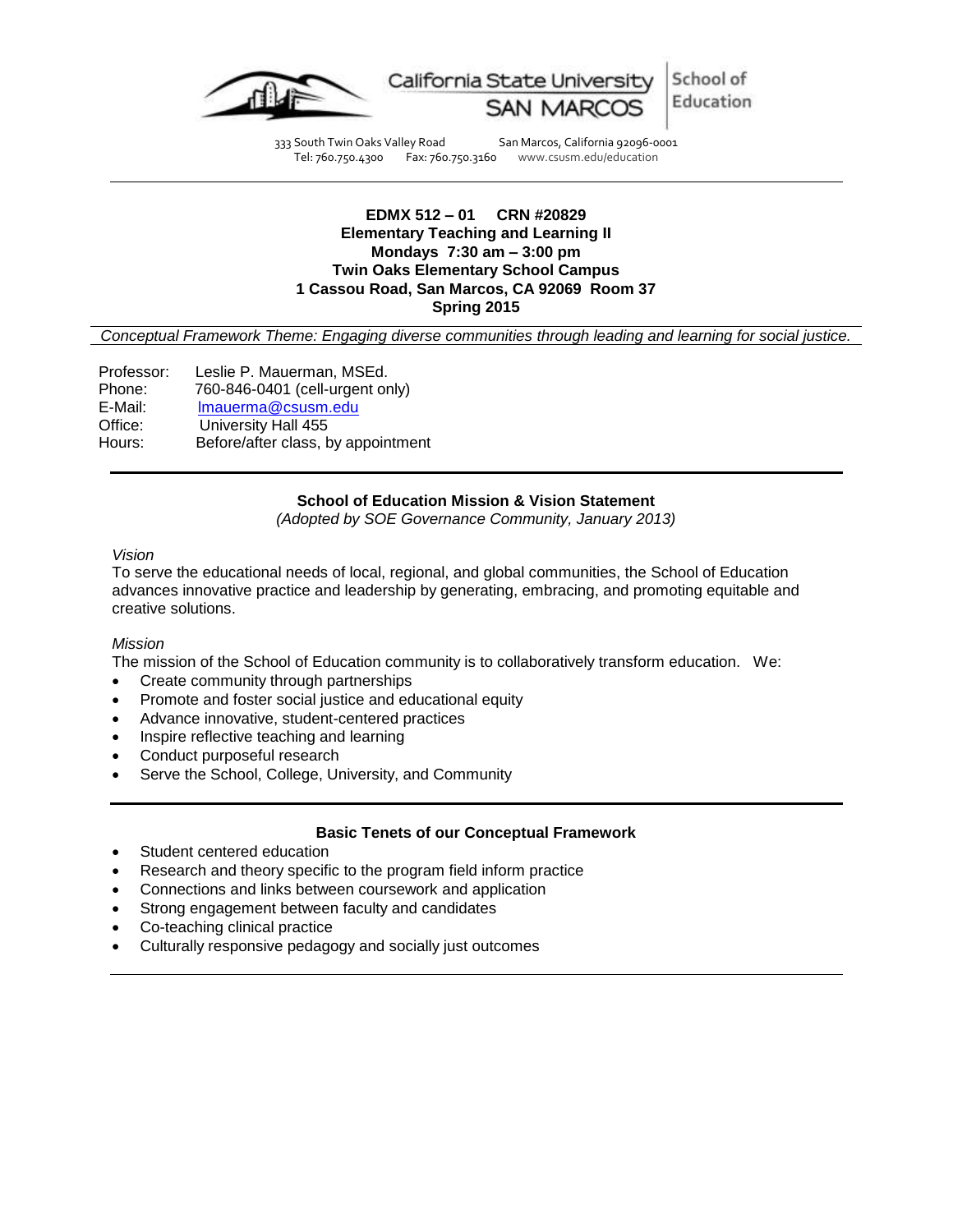California State University SAN MARCOS | School of Education

333 South Twin Oaks Valley Road San Marcos, California 92096-0001
Tel: 760.750.4300 Fax: 760.750.3160 www.csusm.edu/education

**EDMX 512 – 01 CRN #20829**
**Elementary Teaching and Learning II**
**Mondays 7:30 am – 3:00 pm**
**Twin Oaks Elementary School Campus**
**1 Cassou Road, San Marcos, CA 92069 Room 37**
**Spring 2015**

*Conceptual Framework Theme: Engaging diverse communities through leading and learning for social justice.*

Professor: Leslie P. Mauerman, MSEd.
Phone: 760-846-0401 (cell-urgent only)
E-Mail: lmauerma@csusm.edu
Office: University Hall 455
Hours: Before/after class, by appointment

**School of Education Mission & Vision Statement**
*(Adopted by SOE Governance Community, January 2013)*

*Vision*
To serve the educational needs of local, regional, and global communities, the School of Education advances innovative practice and leadership by generating, embracing, and promoting equitable and creative solutions.

*Mission*
The mission of the School of Education community is to collaboratively transform education. We:

- Create community through partnerships
- Promote and foster social justice and educational equity
- Advance innovative, student-centered practices
- Inspire reflective teaching and learning
- Conduct purposeful research
- Serve the School, College, University, and Community

**Basic Tenets of our Conceptual Framework**

- Student centered education
- Research and theory specific to the program field inform practice
- Connections and links between coursework and application
- Strong engagement between faculty and candidates
- Co-teaching clinical practice
- Culturally responsive pedagogy and socially just outcomes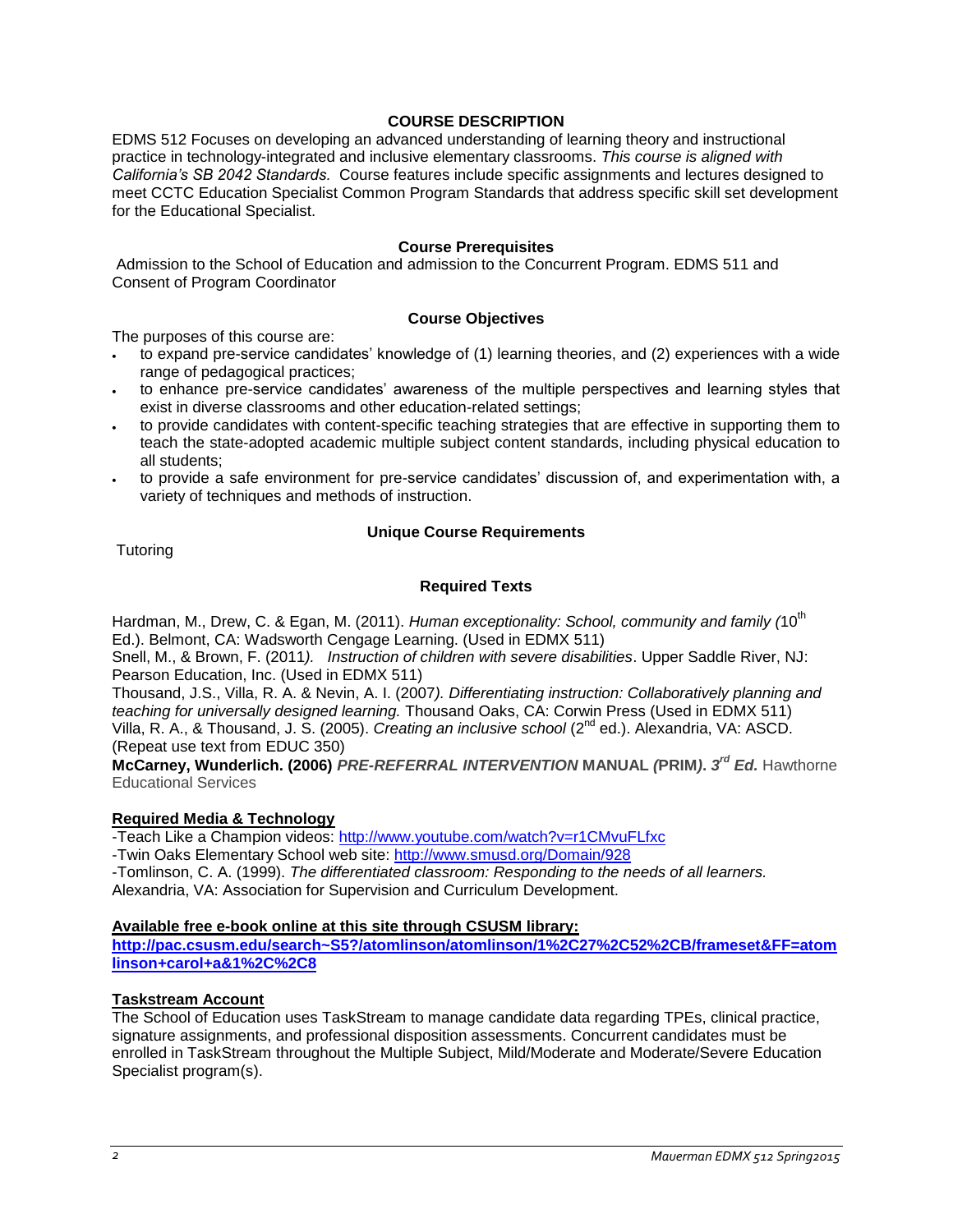## COURSE DESCRIPTION

EDMS 512 Focuses on developing an advanced understanding of learning theory and instructional practice in technology-integrated and inclusive elementary classrooms. *This course is aligned with California's SB 2042 Standards.* Course features include specific assignments and lectures designed to meet CCTC Education Specialist Common Program Standards that address specific skill set development for the Educational Specialist.

### Course Prerequisites

Admission to the School of Education and admission to the Concurrent Program. EDMS 511 and Consent of Program Coordinator

### Course Objectives

The purposes of this course are:

- to expand pre-service candidates' knowledge of (1) learning theories, and (2) experiences with a wide range of pedagogical practices;
- to enhance pre-service candidates' awareness of the multiple perspectives and learning styles that exist in diverse classrooms and other education-related settings;
- to provide candidates with content-specific teaching strategies that are effective in supporting them to teach the state-adopted academic multiple subject content standards, including physical education to all students;
- to provide a safe environment for pre-service candidates' discussion of, and experimentation with, a variety of techniques and methods of instruction.

### Unique Course Requirements

Tutoring

### Required Texts

Hardman, M., Drew, C. & Egan, M. (2011). *Human exceptionality: School, community and family (*10th Ed.). Belmont, CA: Wadsworth Cengage Learning. (Used in EDMX 511)
Snell, M., & Brown, F. (2011*). Instruction of children with severe disabilities*. Upper Saddle River, NJ: Pearson Education, Inc. (Used in EDMX 511)
Thousand, J.S., Villa, R. A. & Nevin, A. I. (2007*). Differentiating instruction: Collaboratively planning and teaching for universally designed learning.* Thousand Oaks, CA: Corwin Press (Used in EDMX 511)
Villa, R. A., & Thousand, J. S. (2005). *Creating an inclusive school* (2nd ed.). Alexandria, VA: ASCD. (Repeat use text from EDUC 350)
**McCarney, Wunderlich. (2006)** ***PRE-REFERRAL INTERVENTION*** **MANUAL *(*PRIM*). 3rd Ed.*** Hawthorne Educational Services

**Required Media & Technology**

-Teach Like a Champion videos: http://www.youtube.com/watch?v=r1CMvuFLfxc
-Twin Oaks Elementary School web site: http://www.smusd.org/Domain/928
-Tomlinson, C. A. (1999). *The differentiated classroom: Responding to the needs of all learners.* Alexandria, VA: Association for Supervision and Curriculum Development.

**Available free e-book online at this site through CSUSM library:**
**http://pac.csusm.edu/search~S5?/atomlinson/atomlinson/1%2C27%2C52%2CB/frameset&FF=atomlinson+carol+a&1%2C%2C8**

**Taskstream Account**

The School of Education uses TaskStream to manage candidate data regarding TPEs, clinical practice, signature assignments, and professional disposition assessments. Concurrent candidates must be enrolled in TaskStream throughout the Multiple Subject, Mild/Moderate and Moderate/Severe Education Specialist program(s).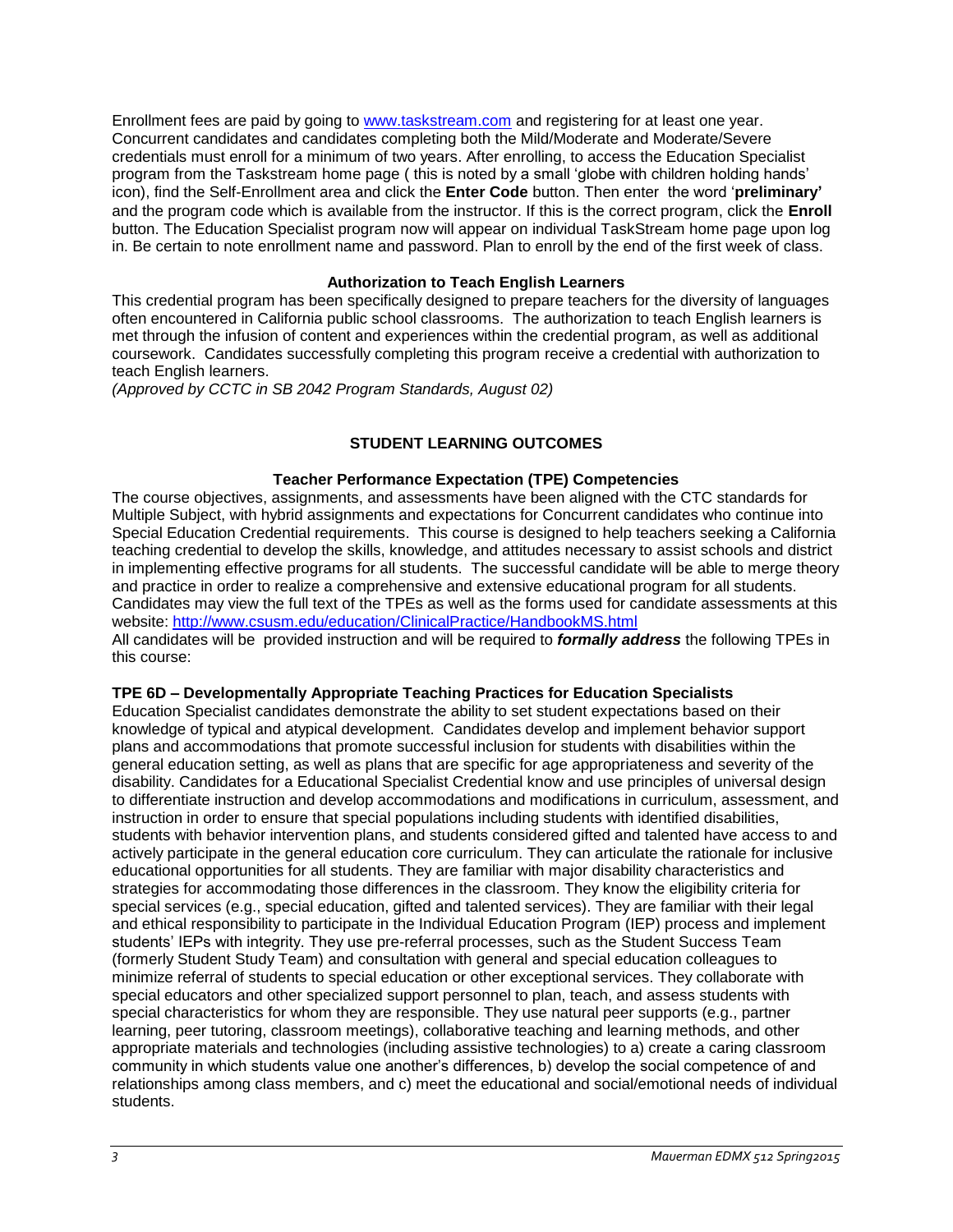Enrollment fees are paid by going to [www.taskstream.com](http://www.taskstream.com) and registering for at least one year. Concurrent candidates and candidates completing both the Mild/Moderate and Moderate/Severe credentials must enroll for a minimum of two years. After enrolling, to access the Education Specialist program from the Taskstream home page ( this is noted by a small 'globe with children holding hands' icon), find the Self-Enrollment area and click the **Enter Code** button. Then enter the word '**preliminary'** and the program code which is available from the instructor. If this is the correct program, click the **Enroll** button. The Education Specialist program now will appear on individual TaskStream home page upon log in. Be certain to note enrollment name and password. Plan to enroll by the end of the first week of class.

### Authorization to Teach English Learners

This credential program has been specifically designed to prepare teachers for the diversity of languages often encountered in California public school classrooms. The authorization to teach English learners is met through the infusion of content and experiences within the credential program, as well as additional coursework. Candidates successfully completing this program receive a credential with authorization to teach English learners.
*(Approved by CCTC in SB 2042 Program Standards, August 02)*

## STUDENT LEARNING OUTCOMES

### Teacher Performance Expectation (TPE) Competencies

The course objectives, assignments, and assessments have been aligned with the CTC standards for Multiple Subject, with hybrid assignments and expectations for Concurrent candidates who continue into Special Education Credential requirements. This course is designed to help teachers seeking a California teaching credential to develop the skills, knowledge, and attitudes necessary to assist schools and district in implementing effective programs for all students. The successful candidate will be able to merge theory and practice in order to realize a comprehensive and extensive educational program for all students. Candidates may view the full text of the TPEs as well as the forms used for candidate assessments at this website: [http://www.csusm.edu/education/ClinicalPractice/HandbookMS.html](http://www.csusm.edu/education/ClinicalPractice/HandbookMS.html)
All candidates will be provided instruction and will be required to ***formally address*** the following TPEs in this course:

**TPE 6D – Developmentally Appropriate Teaching Practices for Education Specialists**
Education Specialist candidates demonstrate the ability to set student expectations based on their knowledge of typical and atypical development. Candidates develop and implement behavior support plans and accommodations that promote successful inclusion for students with disabilities within the general education setting, as well as plans that are specific for age appropriateness and severity of the disability. Candidates for a Educational Specialist Credential know and use principles of universal design to differentiate instruction and develop accommodations and modifications in curriculum, assessment, and instruction in order to ensure that special populations including students with identified disabilities, students with behavior intervention plans, and students considered gifted and talented have access to and actively participate in the general education core curriculum. They can articulate the rationale for inclusive educational opportunities for all students. They are familiar with major disability characteristics and strategies for accommodating those differences in the classroom. They know the eligibility criteria for special services (e.g., special education, gifted and talented services). They are familiar with their legal and ethical responsibility to participate in the Individual Education Program (IEP) process and implement students' IEPs with integrity. They use pre-referral processes, such as the Student Success Team (formerly Student Study Team) and consultation with general and special education colleagues to minimize referral of students to special education or other exceptional services. They collaborate with special educators and other specialized support personnel to plan, teach, and assess students with special characteristics for whom they are responsible. They use natural peer supports (e.g., partner learning, peer tutoring, classroom meetings), collaborative teaching and learning methods, and other appropriate materials and technologies (including assistive technologies) to a) create a caring classroom community in which students value one another's differences, b) develop the social competence of and relationships among class members, and c) meet the educational and social/emotional needs of individual students.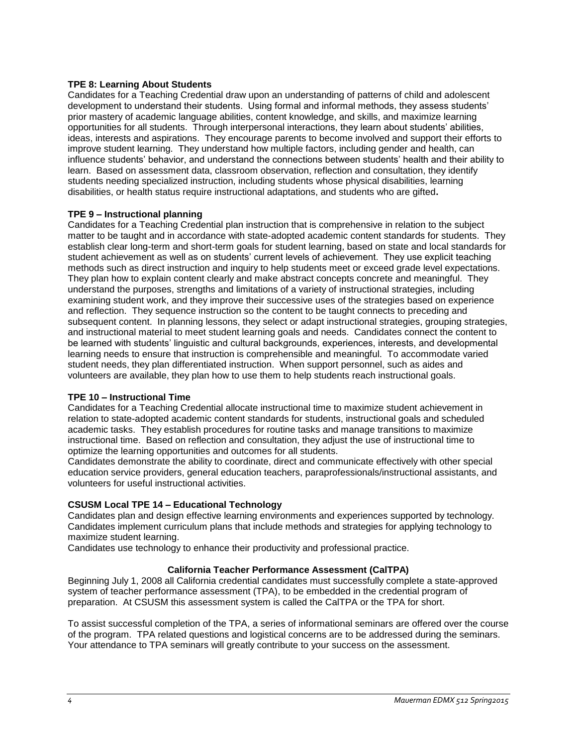**TPE 8: Learning About Students**

Candidates for a Teaching Credential draw upon an understanding of patterns of child and adolescent development to understand their students. Using formal and informal methods, they assess students' prior mastery of academic language abilities, content knowledge, and skills, and maximize learning opportunities for all students. Through interpersonal interactions, they learn about students' abilities, ideas, interests and aspirations. They encourage parents to become involved and support their efforts to improve student learning. They understand how multiple factors, including gender and health, can influence students' behavior, and understand the connections between students' health and their ability to learn. Based on assessment data, classroom observation, reflection and consultation, they identify students needing specialized instruction, including students whose physical disabilities, learning disabilities, or health status require instructional adaptations, and students who are gifted**.**

**TPE 9 – Instructional planning**

Candidates for a Teaching Credential plan instruction that is comprehensive in relation to the subject matter to be taught and in accordance with state-adopted academic content standards for students. They establish clear long-term and short-term goals for student learning, based on state and local standards for student achievement as well as on students' current levels of achievement. They use explicit teaching methods such as direct instruction and inquiry to help students meet or exceed grade level expectations. They plan how to explain content clearly and make abstract concepts concrete and meaningful. They understand the purposes, strengths and limitations of a variety of instructional strategies, including examining student work, and they improve their successive uses of the strategies based on experience and reflection. They sequence instruction so the content to be taught connects to preceding and subsequent content. In planning lessons, they select or adapt instructional strategies, grouping strategies, and instructional material to meet student learning goals and needs. Candidates connect the content to be learned with students' linguistic and cultural backgrounds, experiences, interests, and developmental learning needs to ensure that instruction is comprehensible and meaningful. To accommodate varied student needs, they plan differentiated instruction. When support personnel, such as aides and volunteers are available, they plan how to use them to help students reach instructional goals.

**TPE 10 – Instructional Time**

Candidates for a Teaching Credential allocate instructional time to maximize student achievement in relation to state-adopted academic content standards for students, instructional goals and scheduled academic tasks. They establish procedures for routine tasks and manage transitions to maximize instructional time. Based on reflection and consultation, they adjust the use of instructional time to optimize the learning opportunities and outcomes for all students.

Candidates demonstrate the ability to coordinate, direct and communicate effectively with other special education service providers, general education teachers, paraprofessionals/instructional assistants, and volunteers for useful instructional activities.

**CSUSM Local TPE 14 – Educational Technology**

Candidates plan and design effective learning environments and experiences supported by technology. Candidates implement curriculum plans that include methods and strategies for applying technology to maximize student learning.

Candidates use technology to enhance their productivity and professional practice.

## California Teacher Performance Assessment (CalTPA)

Beginning July 1, 2008 all California credential candidates must successfully complete a state-approved system of teacher performance assessment (TPA), to be embedded in the credential program of preparation. At CSUSM this assessment system is called the CalTPA or the TPA for short.

To assist successful completion of the TPA, a series of informational seminars are offered over the course of the program. TPA related questions and logistical concerns are to be addressed during the seminars. Your attendance to TPA seminars will greatly contribute to your success on the assessment.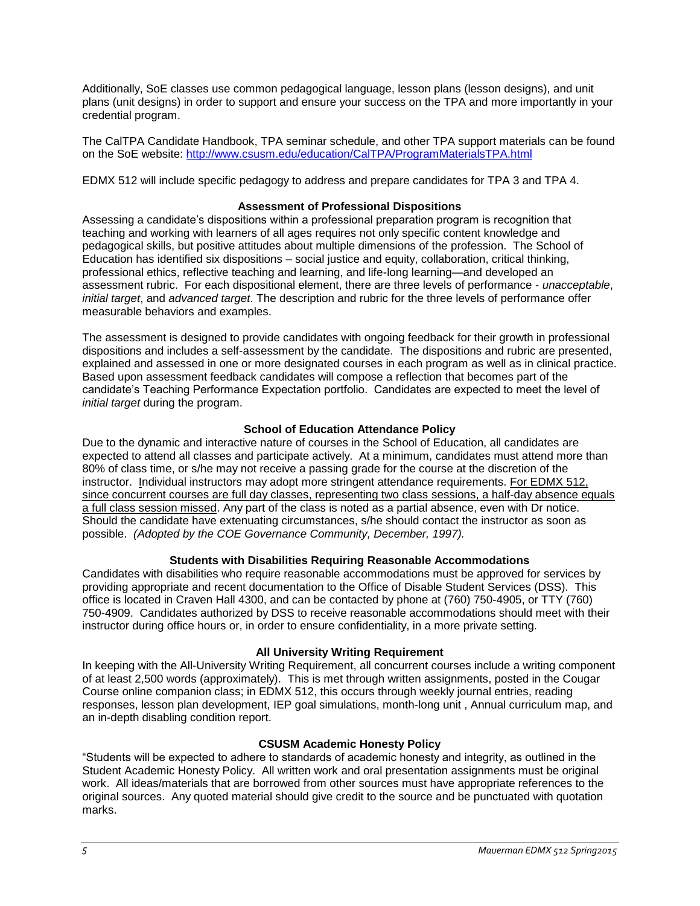Additionally, SoE classes use common pedagogical language, lesson plans (lesson designs), and unit plans (unit designs) in order to support and ensure your success on the TPA and more importantly in your credential program.

The CalTPA Candidate Handbook, TPA seminar schedule, and other TPA support materials can be found on the SoE website: [http://www.csusm.edu/education/CalTPA/ProgramMaterialsTPA.html](http://www.csusm.edu/education/CalTPA/ProgramMaterialsTPA.html)

EDMX 512 will include specific pedagogy to address and prepare candidates for TPA 3 and TPA 4.

### Assessment of Professional Dispositions

Assessing a candidate's dispositions within a professional preparation program is recognition that teaching and working with learners of all ages requires not only specific content knowledge and pedagogical skills, but positive attitudes about multiple dimensions of the profession. The School of Education has identified six dispositions – social justice and equity, collaboration, critical thinking, professional ethics, reflective teaching and learning, and life-long learning—and developed an assessment rubric. For each dispositional element, there are three levels of performance - *unacceptable*, *initial target*, and *advanced target*. The description and rubric for the three levels of performance offer measurable behaviors and examples.

The assessment is designed to provide candidates with ongoing feedback for their growth in professional dispositions and includes a self-assessment by the candidate. The dispositions and rubric are presented, explained and assessed in one or more designated courses in each program as well as in clinical practice. Based upon assessment feedback candidates will compose a reflection that becomes part of the candidate's Teaching Performance Expectation portfolio. Candidates are expected to meet the level of *initial target* during the program.

### School of Education Attendance Policy

Due to the dynamic and interactive nature of courses in the School of Education, all candidates are expected to attend all classes and participate actively. At a minimum, candidates must attend more than 80% of class time, or s/he may not receive a passing grade for the course at the discretion of the instructor. Individual instructors may adopt more stringent attendance requirements. <u>For EDMX 512, since concurrent courses are full day classes, representing two class sessions, a half-day absence equals a full class session missed</u>. Any part of the class is noted as a partial absence, even with Dr notice. Should the candidate have extenuating circumstances, s/he should contact the instructor as soon as possible. *(Adopted by the COE Governance Community, December, 1997).*

### Students with Disabilities Requiring Reasonable Accommodations

Candidates with disabilities who require reasonable accommodations must be approved for services by providing appropriate and recent documentation to the Office of Disable Student Services (DSS). This office is located in Craven Hall 4300, and can be contacted by phone at (760) 750-4905, or TTY (760) 750-4909. Candidates authorized by DSS to receive reasonable accommodations should meet with their instructor during office hours or, in order to ensure confidentiality, in a more private setting.

### All University Writing Requirement

In keeping with the All-University Writing Requirement, all concurrent courses include a writing component of at least 2,500 words (approximately). This is met through written assignments, posted in the Cougar Course online companion class; in EDMX 512, this occurs through weekly journal entries, reading responses, lesson plan development, IEP goal simulations, month-long unit , Annual curriculum map, and an in-depth disabling condition report.

### CSUSM Academic Honesty Policy

"Students will be expected to adhere to standards of academic honesty and integrity, as outlined in the Student Academic Honesty Policy. All written work and oral presentation assignments must be original work. All ideas/materials that are borrowed from other sources must have appropriate references to the original sources. Any quoted material should give credit to the source and be punctuated with quotation marks.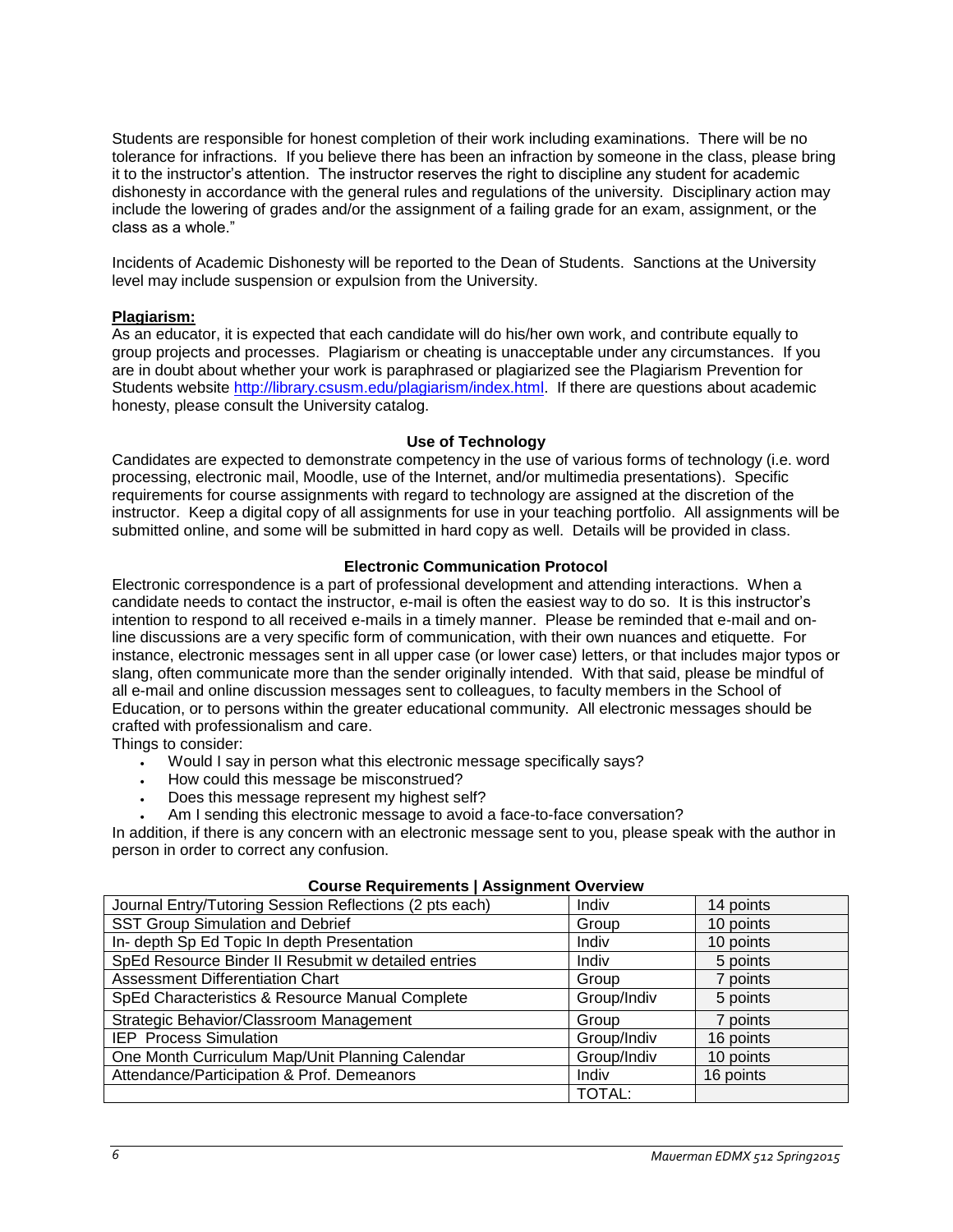Students are responsible for honest completion of their work including examinations. There will be no tolerance for infractions. If you believe there has been an infraction by someone in the class, please bring it to the instructor's attention. The instructor reserves the right to discipline any student for academic dishonesty in accordance with the general rules and regulations of the university. Disciplinary action may include the lowering of grades and/or the assignment of a failing grade for an exam, assignment, or the class as a whole."

Incidents of Academic Dishonesty will be reported to the Dean of Students. Sanctions at the University level may include suspension or expulsion from the University.

**Plagiarism:**

As an educator, it is expected that each candidate will do his/her own work, and contribute equally to group projects and processes. Plagiarism or cheating is unacceptable under any circumstances. If you are in doubt about whether your work is paraphrased or plagiarized see the Plagiarism Prevention for Students website http://library.csusm.edu/plagiarism/index.html. If there are questions about academic honesty, please consult the University catalog.

### Use of Technology

Candidates are expected to demonstrate competency in the use of various forms of technology (i.e. word processing, electronic mail, Moodle, use of the Internet, and/or multimedia presentations). Specific requirements for course assignments with regard to technology are assigned at the discretion of the instructor. Keep a digital copy of all assignments for use in your teaching portfolio. All assignments will be submitted online, and some will be submitted in hard copy as well. Details will be provided in class.

### Electronic Communication Protocol

Electronic correspondence is a part of professional development and attending interactions. When a candidate needs to contact the instructor, e-mail is often the easiest way to do so. It is this instructor's intention to respond to all received e-mails in a timely manner. Please be reminded that e-mail and on-line discussions are a very specific form of communication, with their own nuances and etiquette. For instance, electronic messages sent in all upper case (or lower case) letters, or that includes major typos or slang, often communicate more than the sender originally intended. With that said, please be mindful of all e-mail and online discussion messages sent to colleagues, to faculty members in the School of Education, or to persons within the greater educational community. All electronic messages should be crafted with professionalism and care.

Things to consider:

- Would I say in person what this electronic message specifically says?
- How could this message be misconstrued?
- Does this message represent my highest self?
- Am I sending this electronic message to avoid a face-to-face conversation?

In addition, if there is any concern with an electronic message sent to you, please speak with the author in person in order to correct any confusion.

**Course Requirements | Assignment Overview**

| | | |
|---|---|---|
| Journal Entry/Tutoring Session Reflections (2 pts each) | Indiv | 14 points |
| SST Group Simulation and Debrief | Group | 10 points |
| In- depth Sp Ed Topic In depth Presentation | Indiv | 10 points |
| SpEd Resource Binder II Resubmit w detailed entries | Indiv | 5 points |
| Assessment Differentiation Chart | Group | 7 points |
| SpEd Characteristics & Resource Manual Complete | Group/Indiv | 5 points |
| Strategic Behavior/Classroom Management | Group | 7 points |
| IEP Process Simulation | Group/Indiv | 16 points |
| One Month Curriculum Map/Unit Planning Calendar | Group/Indiv | 10 points |
| Attendance/Participation & Prof. Demeanors | Indiv | 16 points |
| | TOTAL: | |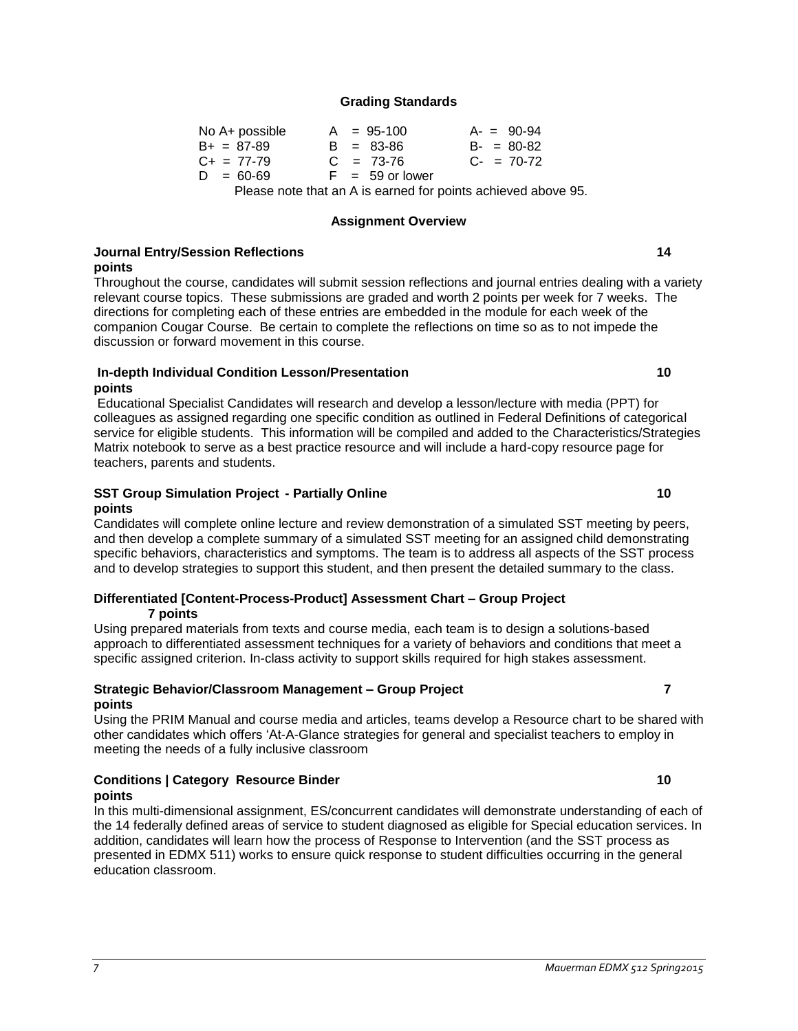### Grading Standards

| | | |
|---|---|---|
| No A+ possible | A = 95-100 | A- = 90-94 |
| B+ = 87-89 | B = 83-86 | B- = 80-82 |
| C+ = 77-79 | C = 73-76 | C- = 70-72 |
| D = 60-69 | F = 59 or lower | |

Please note that an A is earned for points achieved above 95.

### Assignment Overview

**Journal Entry/Session Reflections 14 points**

Throughout the course, candidates will submit session reflections and journal entries dealing with a variety relevant course topics. These submissions are graded and worth 2 points per week for 7 weeks. The directions for completing each of these entries are embedded in the module for each week of the companion Cougar Course. Be certain to complete the reflections on time so as to not impede the discussion or forward movement in this course.

**In-depth Individual Condition Lesson/Presentation 10 points**

Educational Specialist Candidates will research and develop a lesson/lecture with media (PPT) for colleagues as assigned regarding one specific condition as outlined in Federal Definitions of categorical service for eligible students. This information will be compiled and added to the Characteristics/Strategies Matrix notebook to serve as a best practice resource and will include a hard-copy resource page for teachers, parents and students.

**SST Group Simulation Project - Partially Online 10 points**

Candidates will complete online lecture and review demonstration of a simulated SST meeting by peers, and then develop a complete summary of a simulated SST meeting for an assigned child demonstrating specific behaviors, characteristics and symptoms. The team is to address all aspects of the SST process and to develop strategies to support this student, and then present the detailed summary to the class.

**Differentiated [Content-Process-Product] Assessment Chart – Group Project 7 points**

Using prepared materials from texts and course media, each team is to design a solutions-based approach to differentiated assessment techniques for a variety of behaviors and conditions that meet a specific assigned criterion. In-class activity to support skills required for high stakes assessment.

**Strategic Behavior/Classroom Management – Group Project 7 points**

Using the PRIM Manual and course media and articles, teams develop a Resource chart to be shared with other candidates which offers 'At-A-Glance strategies for general and specialist teachers to employ in meeting the needs of a fully inclusive classroom

**Conditions | Category Resource Binder 10 points**

In this multi-dimensional assignment, ES/concurrent candidates will demonstrate understanding of each of the 14 federally defined areas of service to student diagnosed as eligible for Special education services. In addition, candidates will learn how the process of Response to Intervention (and the SST process as presented in EDMX 511) works to ensure quick response to student difficulties occurring in the general education classroom.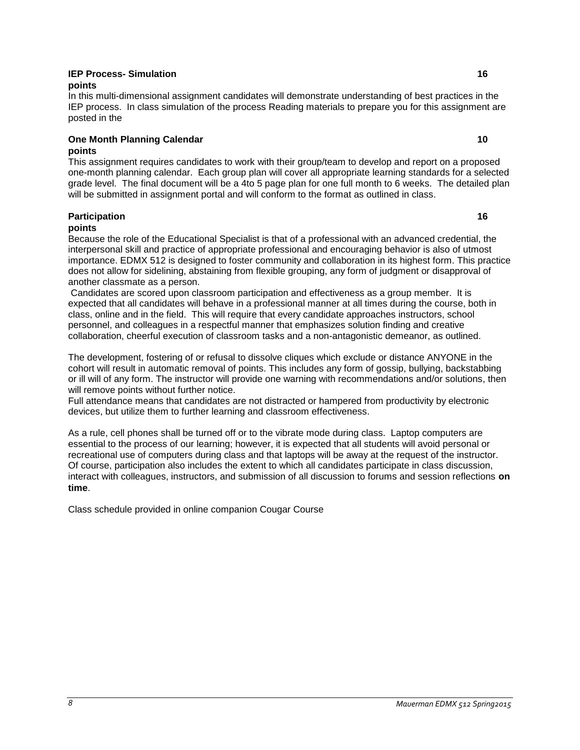**IEP Process- Simulation 16 points**

In this multi-dimensional assignment candidates will demonstrate understanding of best practices in the IEP process. In class simulation of the process Reading materials to prepare you for this assignment are posted in the

**One Month Planning Calendar 10 points**

This assignment requires candidates to work with their group/team to develop and report on a proposed one-month planning calendar. Each group plan will cover all appropriate learning standards for a selected grade level. The final document will be a 4to 5 page plan for one full month to 6 weeks. The detailed plan will be submitted in assignment portal and will conform to the format as outlined in class.

**Participation 16 points**

Because the role of the Educational Specialist is that of a professional with an advanced credential, the interpersonal skill and practice of appropriate professional and encouraging behavior is also of utmost importance. EDMX 512 is designed to foster community and collaboration in its highest form. This practice does not allow for sidelining, abstaining from flexible grouping, any form of judgment or disapproval of another classmate as a person.

Candidates are scored upon classroom participation and effectiveness as a group member. It is expected that all candidates will behave in a professional manner at all times during the course, both in class, online and in the field. This will require that every candidate approaches instructors, school personnel, and colleagues in a respectful manner that emphasizes solution finding and creative collaboration, cheerful execution of classroom tasks and a non-antagonistic demeanor, as outlined.

The development, fostering of or refusal to dissolve cliques which exclude or distance ANYONE in the cohort will result in automatic removal of points. This includes any form of gossip, bullying, backstabbing or ill will of any form. The instructor will provide one warning with recommendations and/or solutions, then will remove points without further notice.

Full attendance means that candidates are not distracted or hampered from productivity by electronic devices, but utilize them to further learning and classroom effectiveness.

As a rule, cell phones shall be turned off or to the vibrate mode during class. Laptop computers are essential to the process of our learning; however, it is expected that all students will avoid personal or recreational use of computers during class and that laptops will be away at the request of the instructor. Of course, participation also includes the extent to which all candidates participate in class discussion, interact with colleagues, instructors, and submission of all discussion to forums and session reflections **on time**.

Class schedule provided in online companion Cougar Course